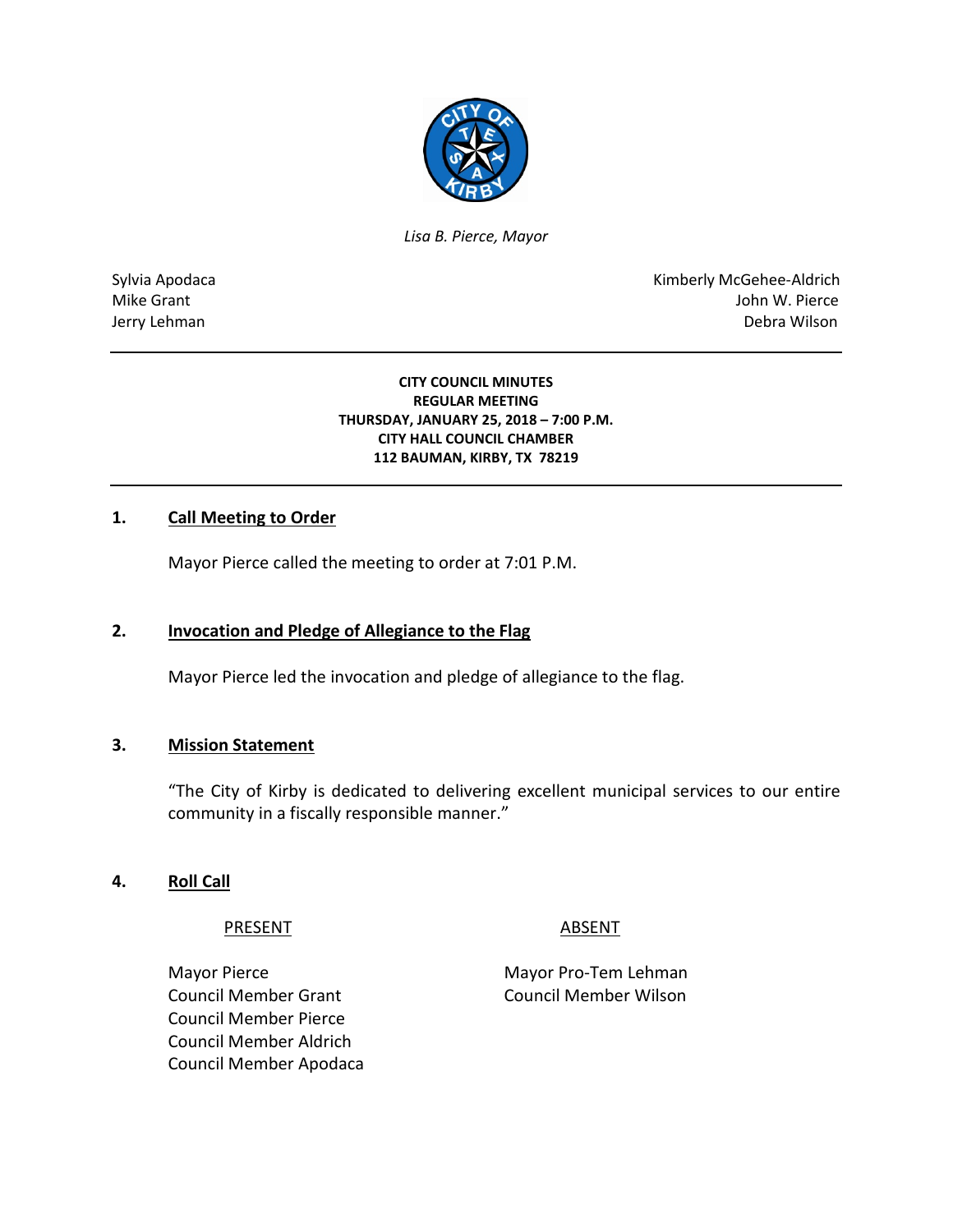*Lisa B. Pierce, Mayor*

Sylvia Apodaca
Mike Grant
Jerry Lehman

Kimberly McGehee-Aldrich
John W. Pierce
Debra Wilson

**CITY COUNCIL MINUTES**
**REGULAR MEETING**
**THURSDAY, JANUARY 25, 2018 – 7:00 P.M.**
**CITY HALL COUNCIL CHAMBER**
**112 BAUMAN, KIRBY, TX 78219**

## 1. Call Meeting to Order

Mayor Pierce called the meeting to order at 7:01 P.M.

## 2. Invocation and Pledge of Allegiance to the Flag

Mayor Pierce led the invocation and pledge of allegiance to the flag.

## 3. Mission Statement

"The City of Kirby is dedicated to delivering excellent municipal services to our entire community in a fiscally responsible manner."

## 4. Roll Call

| PRESENT | ABSENT |
|---|---|
| Mayor Pierce | Mayor Pro-Tem Lehman |
| Council Member Grant | Council Member Wilson |
| Council Member Pierce | |
| Council Member Aldrich | |
| Council Member Apodaca | |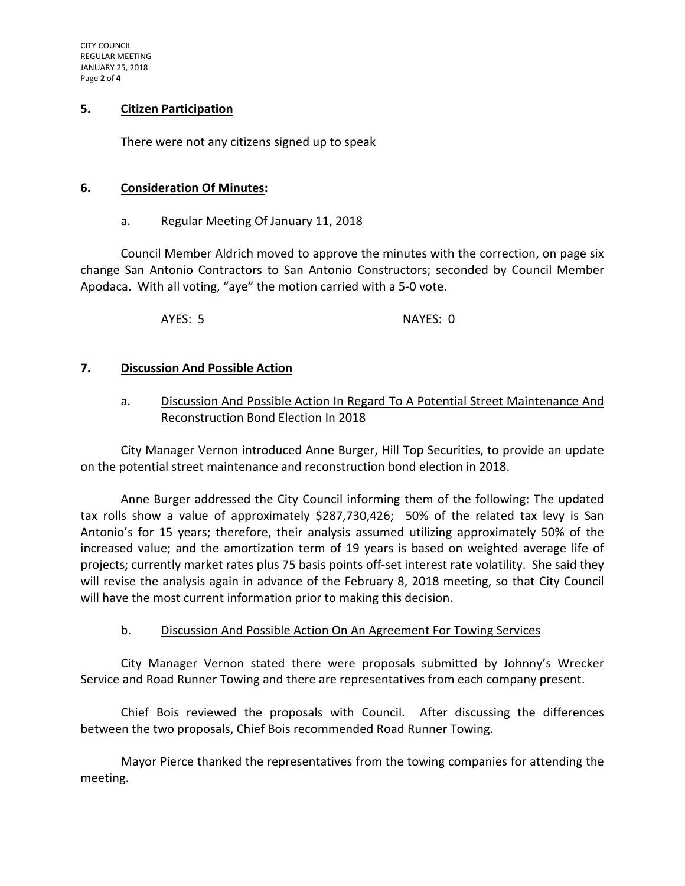## 5. Citizen Participation

There were not any citizens signed up to speak

## 6. Consideration Of Minutes:

### a. Regular Meeting Of January 11, 2018

Council Member Aldrich moved to approve the minutes with the correction, on page six change San Antonio Contractors to San Antonio Constructors; seconded by Council Member Apodaca. With all voting, "aye" the motion carried with a 5-0 vote.

AYES: 5 NAYES: 0

## 7. Discussion And Possible Action

### a. Discussion And Possible Action In Regard To A Potential Street Maintenance And Reconstruction Bond Election In 2018

City Manager Vernon introduced Anne Burger, Hill Top Securities, to provide an update on the potential street maintenance and reconstruction bond election in 2018.

Anne Burger addressed the City Council informing them of the following: The updated tax rolls show a value of approximately $287,730,426; 50% of the related tax levy is San Antonio's for 15 years; therefore, their analysis assumed utilizing approximately 50% of the increased value; and the amortization term of 19 years is based on weighted average life of projects; currently market rates plus 75 basis points off-set interest rate volatility. She said they will revise the analysis again in advance of the February 8, 2018 meeting, so that City Council will have the most current information prior to making this decision.

### b. Discussion And Possible Action On An Agreement For Towing Services

City Manager Vernon stated there were proposals submitted by Johnny's Wrecker Service and Road Runner Towing and there are representatives from each company present.

Chief Bois reviewed the proposals with Council. After discussing the differences between the two proposals, Chief Bois recommended Road Runner Towing.

Mayor Pierce thanked the representatives from the towing companies for attending the meeting.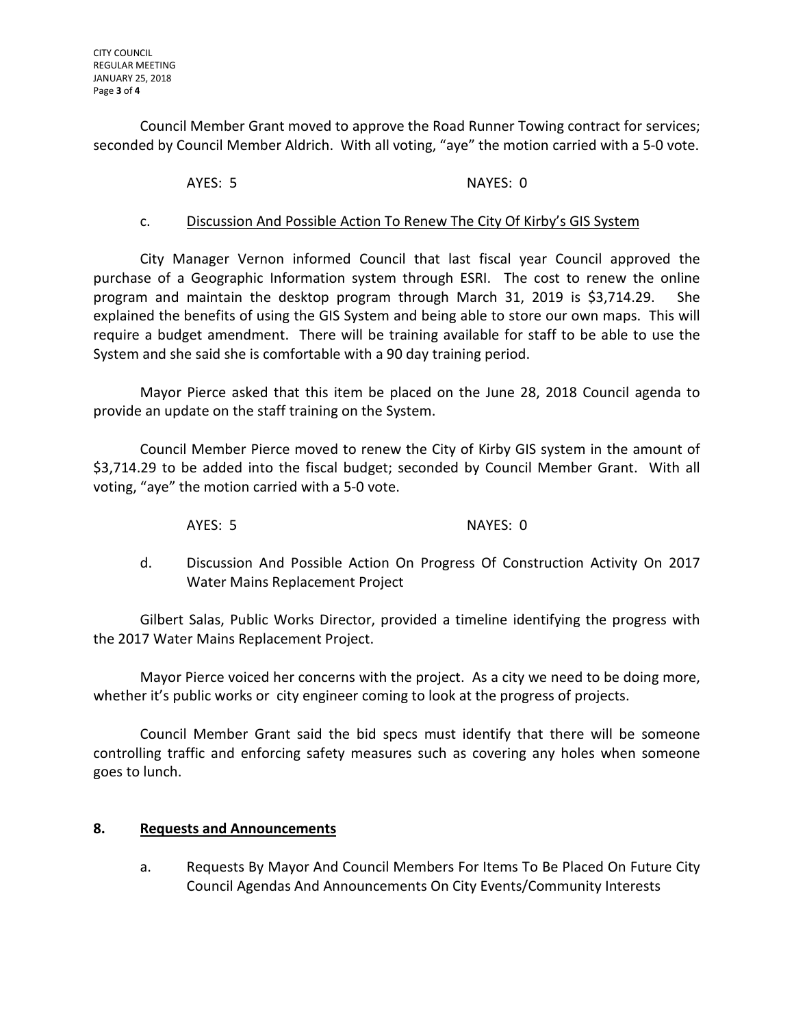Council Member Grant moved to approve the Road Runner Towing contract for services; seconded by Council Member Aldrich. With all voting, "aye" the motion carried with a 5-0 vote.

AYES: 5 NAYES: 0

c. Discussion And Possible Action To Renew The City Of Kirby's GIS System

City Manager Vernon informed Council that last fiscal year Council approved the purchase of a Geographic Information system through ESRI. The cost to renew the online program and maintain the desktop program through March 31, 2019 is $3,714.29. She explained the benefits of using the GIS System and being able to store our own maps. This will require a budget amendment. There will be training available for staff to be able to use the System and she said she is comfortable with a 90 day training period.

Mayor Pierce asked that this item be placed on the June 28, 2018 Council agenda to provide an update on the staff training on the System.

Council Member Pierce moved to renew the City of Kirby GIS system in the amount of $3,714.29 to be added into the fiscal budget; seconded by Council Member Grant. With all voting, "aye" the motion carried with a 5-0 vote.

AYES: 5 NAYES: 0

d. Discussion And Possible Action On Progress Of Construction Activity On 2017 Water Mains Replacement Project

Gilbert Salas, Public Works Director, provided a timeline identifying the progress with the 2017 Water Mains Replacement Project.

Mayor Pierce voiced her concerns with the project. As a city we need to be doing more, whether it's public works or city engineer coming to look at the progress of projects.

Council Member Grant said the bid specs must identify that there will be someone controlling traffic and enforcing safety measures such as covering any holes when someone goes to lunch.

## 8. Requests and Announcements

a. Requests By Mayor And Council Members For Items To Be Placed On Future City Council Agendas And Announcements On City Events/Community Interests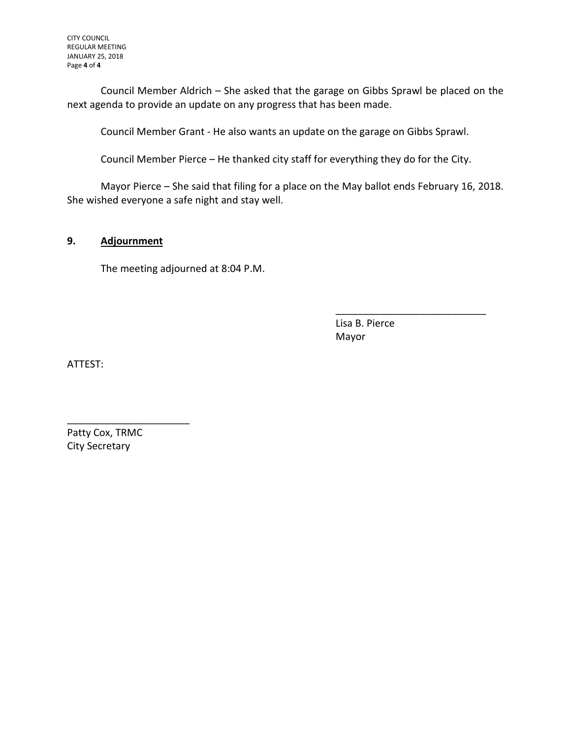Council Member Aldrich – She asked that the garage on Gibbs Sprawl be placed on the next agenda to provide an update on any progress that has been made.

Council Member Grant - He also wants an update on the garage on Gibbs Sprawl.

Council Member Pierce – He thanked city staff for everything they do for the City.

Mayor Pierce – She said that filing for a place on the May ballot ends February 16, 2018. She wished everyone a safe night and stay well.

## 9. Adjournment

The meeting adjourned at 8:04 P.M.

___________________________
Lisa B. Pierce
Mayor

ATTEST:

______________________
Patty Cox, TRMC
City Secretary